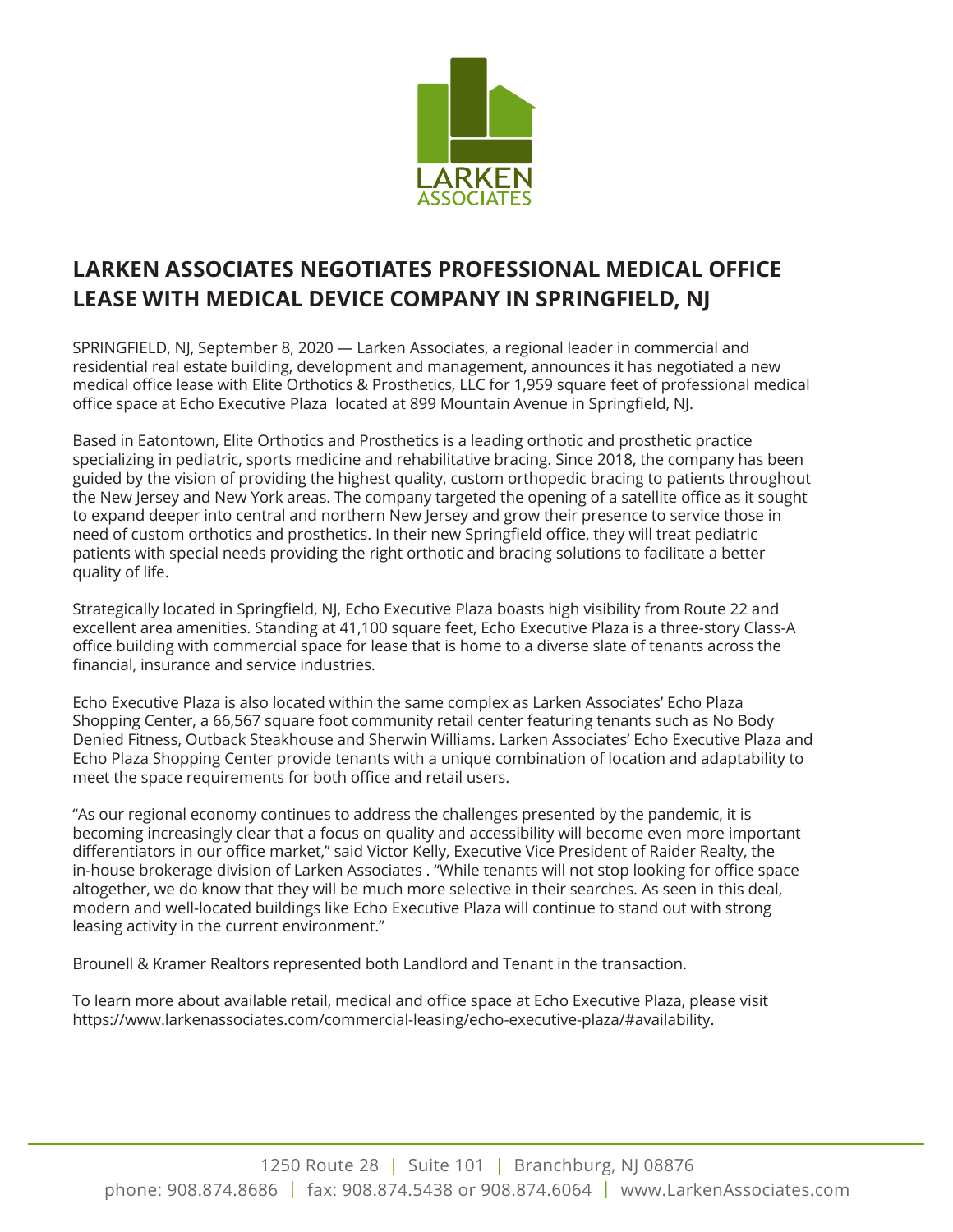# LARKEN ASSOCIATES NEGOTIATES PROFESSIONAL MEDICAL OFFICE LEASE WITH MEDICAL DEVICE COMPANY IN SPRINGFIELD, NJ

SPRINGFIELD, NJ, September 8, 2020 — Larken Associates, a regional leader in commercial and residential real estate building, development and management, announces it has negotiated a new medical office lease with Elite Orthotics & Prosthetics, LLC for 1,959 square feet of professional medical office space at Echo Executive Plaza located at 899 Mountain Avenue in Springfield, NJ.

Based in Eatontown, Elite Orthotics and Prosthetics is a leading orthotic and prosthetic practice specializing in pediatric, sports medicine and rehabilitative bracing. Since 2018, the company has been guided by the vision of providing the highest quality, custom orthopedic bracing to patients throughout the New Jersey and New York areas. The company targeted the opening of a satellite office as it sought to expand deeper into central and northern New Jersey and grow their presence to service those in need of custom orthotics and prosthetics. In their new Springfield office, they will treat pediatric patients with special needs providing the right orthotic and bracing solutions to facilitate a better quality of life.

Strategically located in Springfield, NJ, Echo Executive Plaza boasts high visibility from Route 22 and excellent area amenities. Standing at 41,100 square feet, Echo Executive Plaza is a three-story Class-A office building with commercial space for lease that is home to a diverse slate of tenants across the financial, insurance and service industries.

Echo Executive Plaza is also located within the same complex as Larken Associates' Echo Plaza Shopping Center, a 66,567 square foot community retail center featuring tenants such as No Body Denied Fitness, Outback Steakhouse and Sherwin Williams. Larken Associates' Echo Executive Plaza and Echo Plaza Shopping Center provide tenants with a unique combination of location and adaptability to meet the space requirements for both office and retail users.

"As our regional economy continues to address the challenges presented by the pandemic, it is becoming increasingly clear that a focus on quality and accessibility will become even more important differentiators in our office market," said Victor Kelly, Executive Vice President of Raider Realty, the in-house brokerage division of Larken Associates . "While tenants will not stop looking for office space altogether, we do know that they will be much more selective in their searches. As seen in this deal, modern and well-located buildings like Echo Executive Plaza will continue to stand out with strong leasing activity in the current environment."

Brounell & Kramer Realtors represented both Landlord and Tenant in the transaction.

To learn more about available retail, medical and office space at Echo Executive Plaza, please visit https://www.larkenassociates.com/commercial-leasing/echo-executive-plaza/#availability.

1250 Route 28 | Suite 101 | Branchburg, NJ 08876
phone: 908.874.8686 | fax: 908.874.5438 or 908.874.6064 | www.LarkenAssociates.com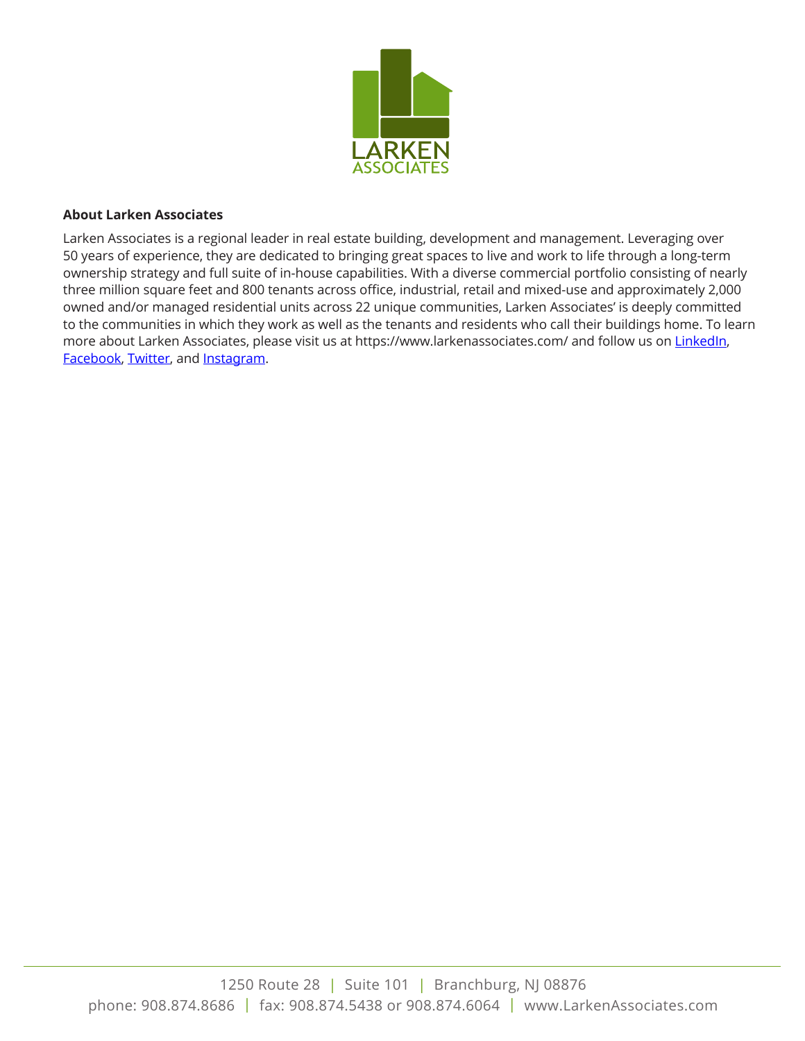LARKEN
ASSOCIATES

**About Larken Associates**

Larken Associates is a regional leader in real estate building, development and management. Leveraging over 50 years of experience, they are dedicated to bringing great spaces to live and work to life through a long-term ownership strategy and full suite of in-house capabilities. With a diverse commercial portfolio consisting of nearly three million square feet and 800 tenants across office, industrial, retail and mixed-use and approximately 2,000 owned and/or managed residential units across 22 unique communities, Larken Associates' is deeply committed to the communities in which they work as well as the tenants and residents who call their buildings home. To learn more about Larken Associates, please visit us at https://www.larkenassociates.com/ and follow us on LinkedIn, Facebook, Twitter, and Instagram.

1250 Route 28 | Suite 101 | Branchburg, NJ 08876
phone: 908.874.8686 | fax: 908.874.5438 or 908.874.6064 | www.LarkenAssociates.com